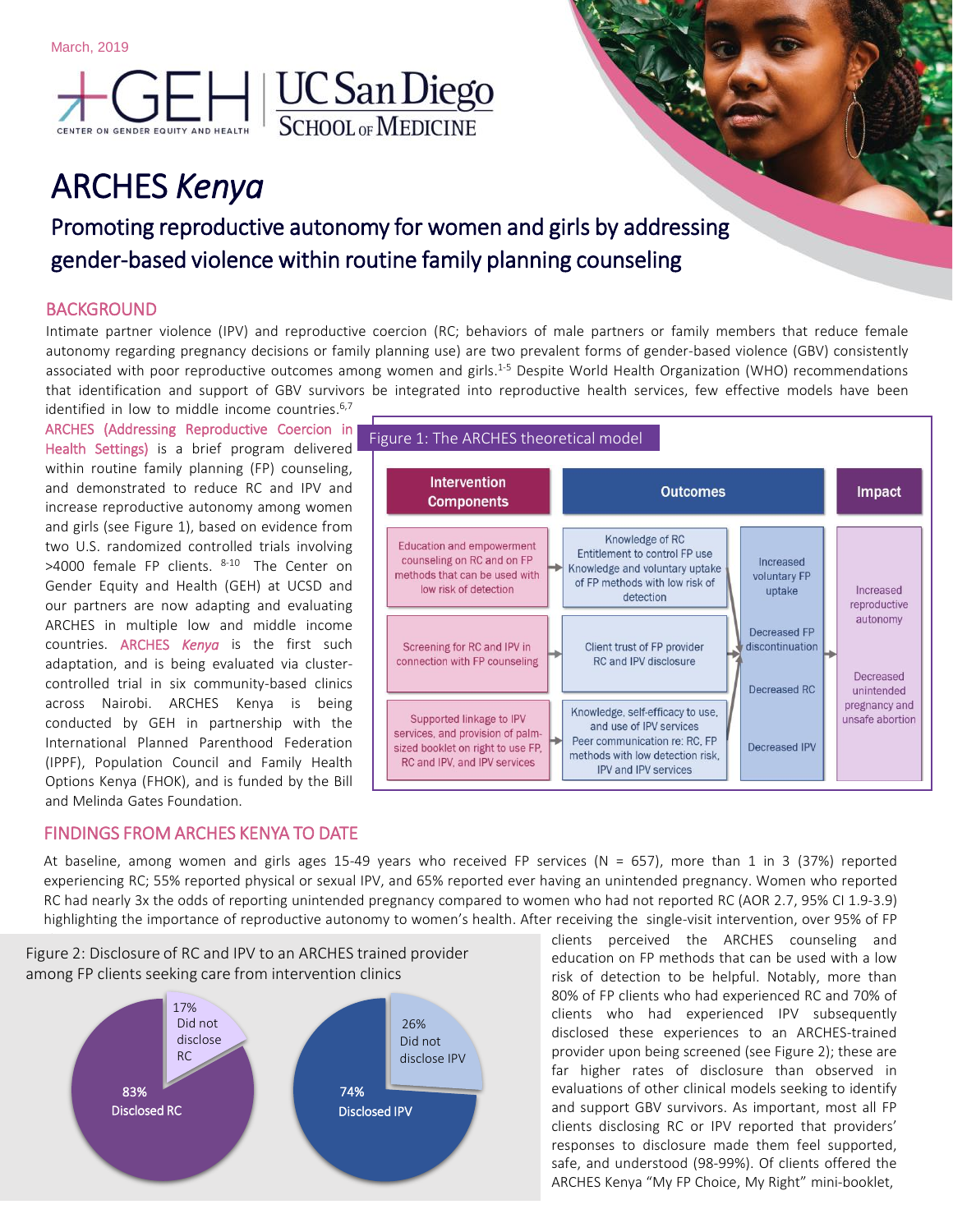March, 2019

GEH CENTER ON GENDER EQUITY AND HEALTH | UC San Diego SCHOOL OF MEDICINE

# ARCHES *Kenya*

## Promoting reproductive autonomy for women and girls by addressing gender-based violence within routine family planning counseling

### BACKGROUND

Intimate partner violence (IPV) and reproductive coercion (RC; behaviors of male partners or family members that reduce female autonomy regarding pregnancy decisions or family planning use) are two prevalent forms of gender-based violence (GBV) consistently associated with poor reproductive outcomes among women and girls.[1-5] Despite World Health Organization (WHO) recommendations that identification and support of GBV survivors be integrated into reproductive health services, few effective models have been identified in low to middle income countries.[6,7]

ARCHES (Addressing Reproductive Coercion in Health Settings) is a brief program delivered within routine family planning (FP) counseling, and demonstrated to reduce RC and IPV and increase reproductive autonomy among women and girls (see Figure 1), based on evidence from two U.S. randomized controlled trials involving >4000 female FP clients.[8-10] The Center on Gender Equity and Health (GEH) at UCSD and our partners are now adapting and evaluating ARCHES in multiple low and middle income countries. ARCHES *Kenya* is the first such adaptation, and is being evaluated via cluster-controlled trial in six community-based clinics across Nairobi. ARCHES Kenya is being conducted by GEH in partnership with the International Planned Parenthood Federation (IPPF), Population Council and Family Health Options Kenya (FHOK), and is funded by the Bill and Melinda Gates Foundation.

Figure 1: The ARCHES theoretical model

| Intervention Components | Outcomes | | Impact |
|---|---|---|---|
| Education and empowerment counseling on RC and on FP methods that can be used with low risk of detection | Knowledge of RC; Entitlement to control FP use; Knowledge and voluntary uptake of FP methods with low risk of detection | Increased voluntary FP uptake | Increased reproductive autonomy |
| Screening for RC and IPV in connection with FP counseling | Client trust of FP provider; RC and IPV disclosure | Decreased FP discontinuation; Decreased RC | Decreased unintended pregnancy and unsafe abortion |
| Supported linkage to IPV services, and provision of palm-sized booklet on right to use FP, RC and IPV, and IPV services | Knowledge, self-efficacy to use, and use of IPV services; Peer communication re: RC, FP methods with low detection risk, IPV and IPV services | Decreased IPV | |

### FINDINGS FROM ARCHES KENYA TO DATE

At baseline, among women and girls ages 15-49 years who received FP services (N = 657), more than 1 in 3 (37%) reported experiencing RC; 55% reported physical or sexual IPV, and 65% reported ever having an unintended pregnancy. Women who reported RC had nearly 3x the odds of reporting unintended pregnancy compared to women who had not reported RC (AOR 2.7, 95% CI 1.9-3.9) highlighting the importance of reproductive autonomy to women's health. After receiving the single-visit intervention, over 95% of FP clients perceived the ARCHES counseling and education on FP methods that can be used with a low risk of detection to be helpful. Notably, more than 80% of FP clients who had experienced RC and 70% of clients who had experienced IPV subsequently disclosed these experiences to an ARCHES-trained provider upon being screened (see Figure 2); these are far higher rates of disclosure than observed in evaluations of other clinical models seeking to identify and support GBV survivors. As important, most all FP clients disclosing RC or IPV reported that providers' responses to disclosure made them feel supported, safe, and understood (98-99%). Of clients offered the ARCHES Kenya "My FP Choice, My Right" mini-booklet,

Figure 2: Disclosure of RC and IPV to an ARCHES trained provider among FP clients seeking care from intervention clinics

- RC: 83% Disclosed RC; 17% Did not disclose RC
- IPV: 74% Disclosed IPV; 26% Did not disclose IPV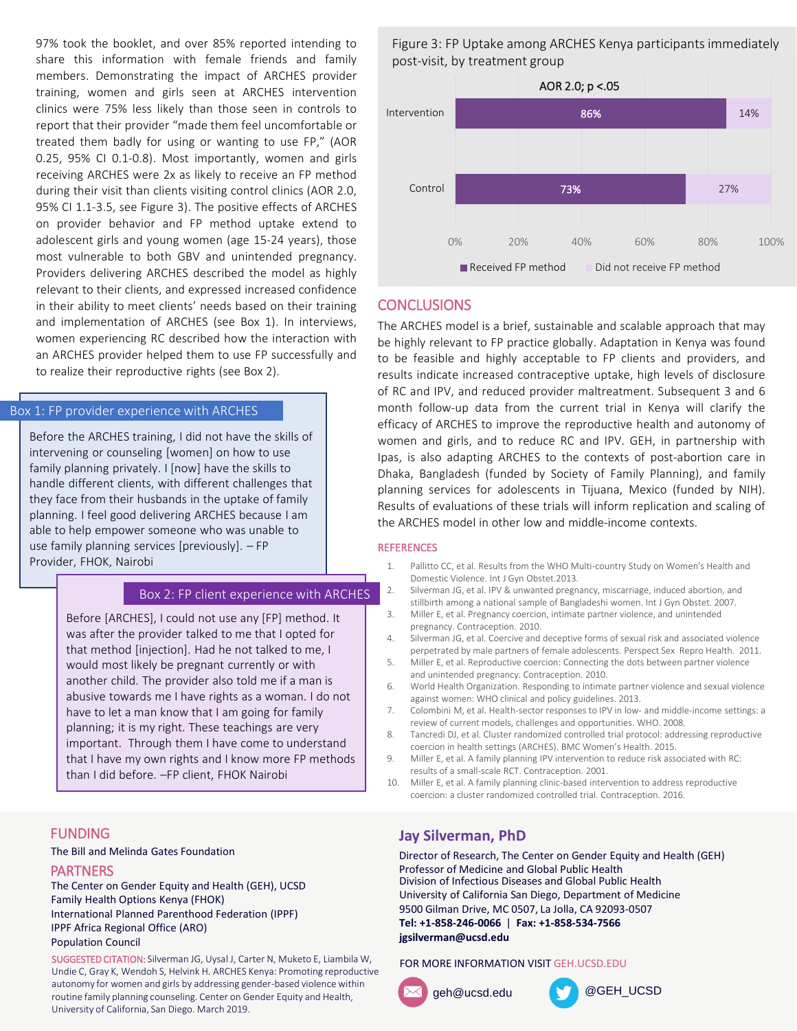97% took the booklet, and over 85% reported intending to share this information with female friends and family members. Demonstrating the impact of ARCHES provider training, women and girls seen at ARCHES intervention clinics were 75% less likely than those seen in controls to report that their provider "made them feel uncomfortable or treated them badly for using or wanting to use FP," (AOR 0.25, 95% CI 0.1-0.8). Most importantly, women and girls receiving ARCHES were 2x as likely to receive an FP method during their visit than clients visiting control clinics (AOR 2.0, 95% CI 1.1-3.5, see Figure 3). The positive effects of ARCHES on provider behavior and FP method uptake extend to adolescent girls and young women (age 15-24 years), those most vulnerable to both GBV and unintended pregnancy. Providers delivering ARCHES described the model as highly relevant to their clients, and expressed increased confidence in their ability to meet clients' needs based on their training and implementation of ARCHES (see Box 1). In interviews, women experiencing RC described how the interaction with an ARCHES provider helped them to use FP successfully and to realize their reproductive rights (see Box 2).

**Box 1: FP provider experience with ARCHES**

Before the ARCHES training, I did not have the skills of intervening or counseling [women] on how to use family planning privately. I [now] have the skills to handle different clients, with different challenges that they face from their husbands in the uptake of family planning. I feel good delivering ARCHES because I am able to help empower someone who was unable to use family planning services [previously]. – FP Provider, FHOK, Nairobi

**Box 2: FP client experience with ARCHES**

Before [ARCHES], I could not use any [FP] method. It was after the provider talked to me that I opted for that method [injection]. Had he not talked to me, I would most likely be pregnant currently or with another child. The provider also told me if a man is abusive towards me I have rights as a woman. I do not have to let a man know that I am going for family planning; it is my right. These teachings are very important. Through them I have come to understand that I have my own rights and I know more FP methods than I did before. –FP client, FHOK Nairobi

Figure 3: FP Uptake among ARCHES Kenya participants immediately post-visit, by treatment group

AOR 2.0; p <.05

Intervention: 86% | 14%

Control: 73% | 27%

0% 20% 40% 60% 80% 100%

Received FP method | Did not receive FP method

## CONCLUSIONS

The ARCHES model is a brief, sustainable and scalable approach that may be highly relevant to FP practice globally. Adaptation in Kenya was found to be feasible and highly acceptable to FP clients and providers, and results indicate increased contraceptive uptake, high levels of disclosure of RC and IPV, and reduced provider maltreatment. Subsequent 3 and 6 month follow-up data from the current trial in Kenya will clarify the efficacy of ARCHES to improve the reproductive health and autonomy of women and girls, and to reduce RC and IPV. GEH, in partnership with Ipas, is also adapting ARCHES to the contexts of post-abortion care in Dhaka, Bangladesh (funded by Society of Family Planning), and family planning services for adolescents in Tijuana, Mexico (funded by NIH). Results of evaluations of these trials will inform replication and scaling of the ARCHES model in other low and middle-income contexts.

### REFERENCES

1. Pallitto CC, et al. Results from the WHO Multi-country Study on Women's Health and Domestic Violence. Int J Gyn Obstet.2013.
2. Silverman JG, et al. IPV & unwanted pregnancy, miscarriage, induced abortion, and stillbirth among a national sample of Bangladeshi women. Int J Gyn Obstet. 2007.
3. Miller E, et al. Pregnancy coercion, intimate partner violence, and unintended pregnancy. Contraception. 2010.
4. Silverman JG, et al. Coercive and deceptive forms of sexual risk and associated violence perpetrated by male partners of female adolescents. Perspect Sex Repro Health. 2011.
5. Miller E, et al. Reproductive coercion: Connecting the dots between partner violence and unintended pregnancy. Contraception. 2010.
6. World Health Organization. Responding to intimate partner violence and sexual violence against women: WHO clinical and policy guidelines. 2013.
7. Colombini M, et al. Health-sector responses to IPV in low- and middle-income settings: a review of current models, challenges and opportunities. WHO. 2008.
8. Tancredi DJ, et al. Cluster randomized controlled trial protocol: addressing reproductive coercion in health settings (ARCHES). BMC Women's Health. 2015.
9. Miller E, et al. A family planning IPV intervention to reduce risk associated with RC: results of a small-scale RCT. Contraception. 2001.
10. Miller E, et al. A family planning clinic-based intervention to address reproductive coercion: a cluster randomized controlled trial. Contraception. 2016.

## FUNDING

The Bill and Melinda Gates Foundation

## PARTNERS

The Center on Gender Equity and Health (GEH), UCSD
Family Health Options Kenya (FHOK)
International Planned Parenthood Federation (IPPF)
IPPF Africa Regional Office (ARO)
Population Council

SUGGESTED CITATION: Silverman JG, Uysal J, Carter N, Muketo E, Liambila W, Undie C, Gray K, Wendoh S, Helvink H. ARCHES Kenya: Promoting reproductive autonomy for women and girls by addressing gender-based violence within routine family planning counseling. Center on Gender Equity and Health, University of California, San Diego. March 2019.

## Jay Silverman, PhD

Director of Research, The Center on Gender Equity and Health (GEH)
Professor of Medicine and Global Public Health
Division of Infectious Diseases and Global Public Health
University of California San Diego, Department of Medicine
9500 Gilman Drive, MC 0507, La Jolla, CA 92093-0507
**Tel: +1-858-246-0066 | Fax: +1-858-534-7566**
**jgsilverman@ucsd.edu**

FOR MORE INFORMATION VISIT GEH.UCSD.EDU

geh@ucsd.edu

@GEH_UCSD